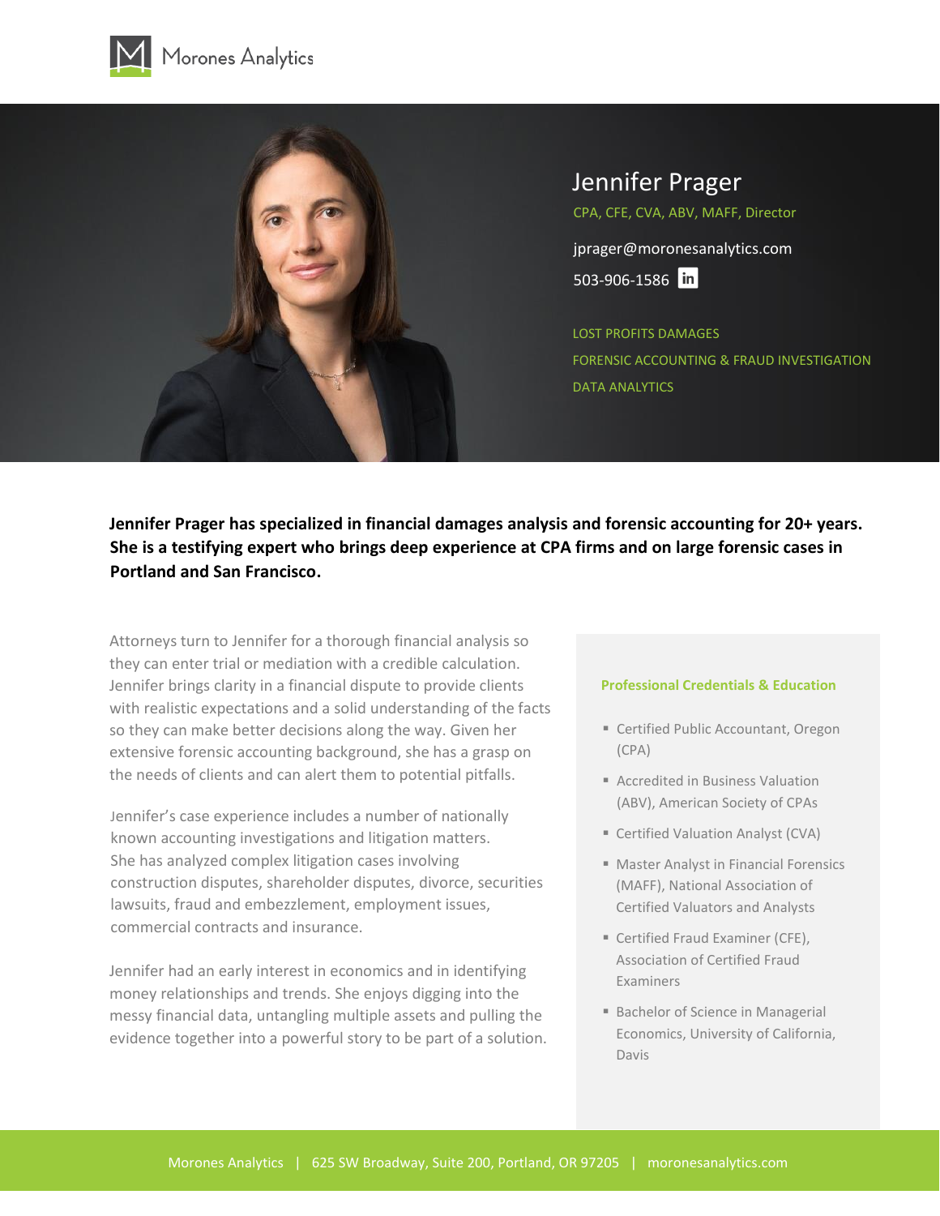Morones Analytics

# Jennifer Prager

CPA, CFE, CVA, ABV, MAFF, Director

jprager@moronesanalytics.com

503-906-1586

LOST PROFITS DAMAGES

FORENSIC ACCOUNTING & FRAUD INVESTIGATION

DATA ANALYTICS

**Jennifer Prager has specialized in financial damages analysis and forensic accounting for 20+ years. She is a testifying expert who brings deep experience at CPA firms and on large forensic cases in Portland and San Francisco.**

Attorneys turn to Jennifer for a thorough financial analysis so they can enter trial or mediation with a credible calculation. Jennifer brings clarity in a financial dispute to provide clients with realistic expectations and a solid understanding of the facts so they can make better decisions along the way. Given her extensive forensic accounting background, she has a grasp on the needs of clients and can alert them to potential pitfalls.

Jennifer's case experience includes a number of nationally known accounting investigations and litigation matters. She has analyzed complex litigation cases involving construction disputes, shareholder disputes, divorce, securities lawsuits, fraud and embezzlement, employment issues, commercial contracts and insurance.

Jennifer had an early interest in economics and in identifying money relationships and trends. She enjoys digging into the messy financial data, untangling multiple assets and pulling the evidence together into a powerful story to be part of a solution.

## Professional Credentials & Education

- Certified Public Accountant, Oregon (CPA)
- Accredited in Business Valuation (ABV), American Society of CPAs
- Certified Valuation Analyst (CVA)
- Master Analyst in Financial Forensics (MAFF), National Association of Certified Valuators and Analysts
- Certified Fraud Examiner (CFE), Association of Certified Fraud Examiners
- Bachelor of Science in Managerial Economics, University of California, Davis

Morones Analytics | 625 SW Broadway, Suite 200, Portland, OR 97205 | moronesanalytics.com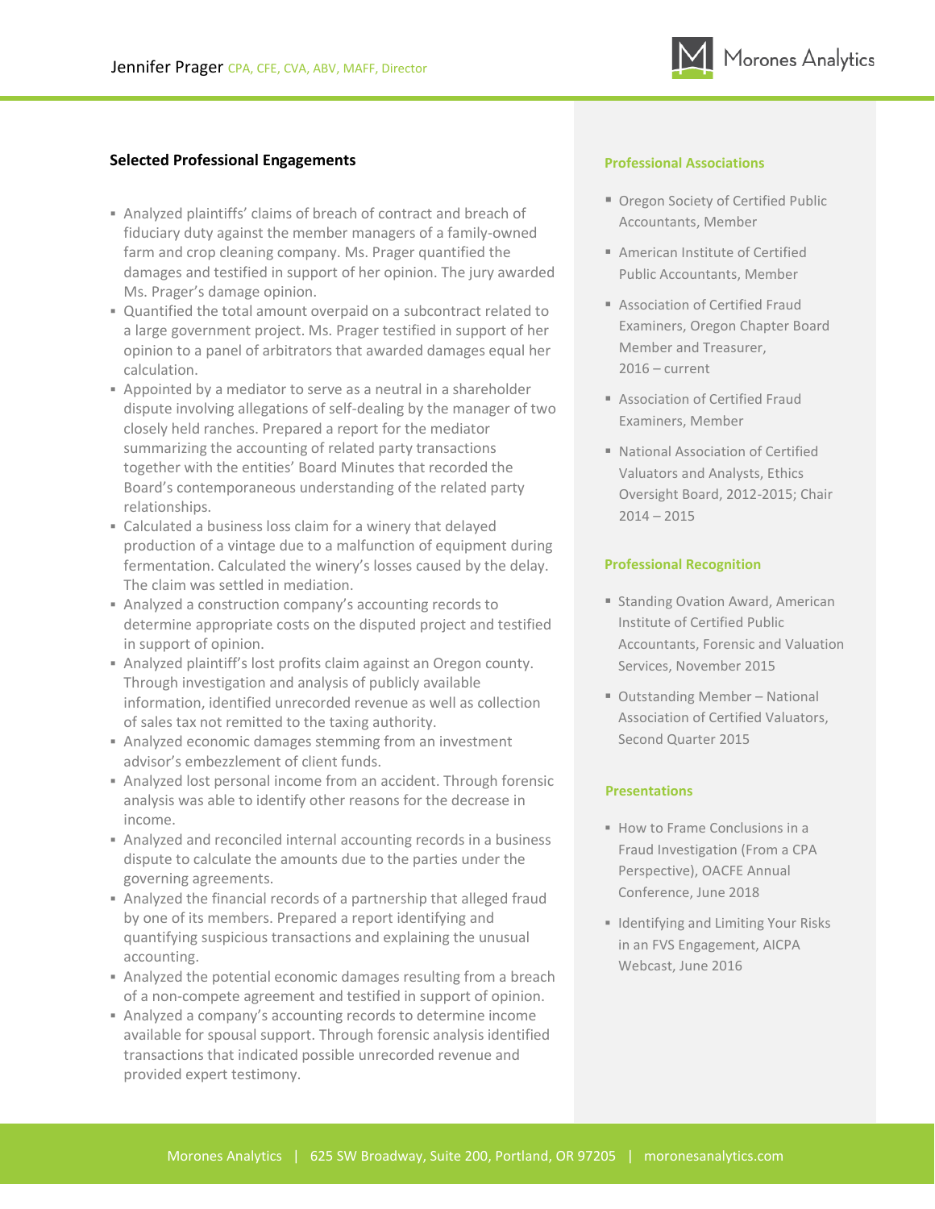## Selected Professional Engagements

- Analyzed plaintiffs' claims of breach of contract and breach of fiduciary duty against the member managers of a family-owned farm and crop cleaning company. Ms. Prager quantified the damages and testified in support of her opinion. The jury awarded Ms. Prager's damage opinion.
- Quantified the total amount overpaid on a subcontract related to a large government project. Ms. Prager testified in support of her opinion to a panel of arbitrators that awarded damages equal her calculation.
- Appointed by a mediator to serve as a neutral in a shareholder dispute involving allegations of self-dealing by the manager of two closely held ranches. Prepared a report for the mediator summarizing the accounting of related party transactions together with the entities' Board Minutes that recorded the Board's contemporaneous understanding of the related party relationships.
- Calculated a business loss claim for a winery that delayed production of a vintage due to a malfunction of equipment during fermentation. Calculated the winery's losses caused by the delay. The claim was settled in mediation.
- Analyzed a construction company's accounting records to determine appropriate costs on the disputed project and testified in support of opinion.
- Analyzed plaintiff's lost profits claim against an Oregon county. Through investigation and analysis of publicly available information, identified unrecorded revenue as well as collection of sales tax not remitted to the taxing authority.
- Analyzed economic damages stemming from an investment advisor's embezzlement of client funds.
- Analyzed lost personal income from an accident. Through forensic analysis was able to identify other reasons for the decrease in income.
- Analyzed and reconciled internal accounting records in a business dispute to calculate the amounts due to the parties under the governing agreements.
- Analyzed the financial records of a partnership that alleged fraud by one of its members. Prepared a report identifying and quantifying suspicious transactions and explaining the unusual accounting.
- Analyzed the potential economic damages resulting from a breach of a non-compete agreement and testified in support of opinion.
- Analyzed a company's accounting records to determine income available for spousal support. Through forensic analysis identified transactions that indicated possible unrecorded revenue and provided expert testimony.

### Professional Associations

- Oregon Society of Certified Public Accountants, Member
- American Institute of Certified Public Accountants, Member
- Association of Certified Fraud Examiners, Oregon Chapter Board Member and Treasurer, 2016 – current
- Association of Certified Fraud Examiners, Member
- National Association of Certified Valuators and Analysts, Ethics Oversight Board, 2012-2015; Chair 2014 – 2015

### Professional Recognition

- Standing Ovation Award, American Institute of Certified Public Accountants, Forensic and Valuation Services, November 2015
- Outstanding Member – National Association of Certified Valuators, Second Quarter 2015

### Presentations

- How to Frame Conclusions in a Fraud Investigation (From a CPA Perspective), OACFE Annual Conference, June 2018
- Identifying and Limiting Your Risks in an FVS Engagement, AICPA Webcast, June 2016